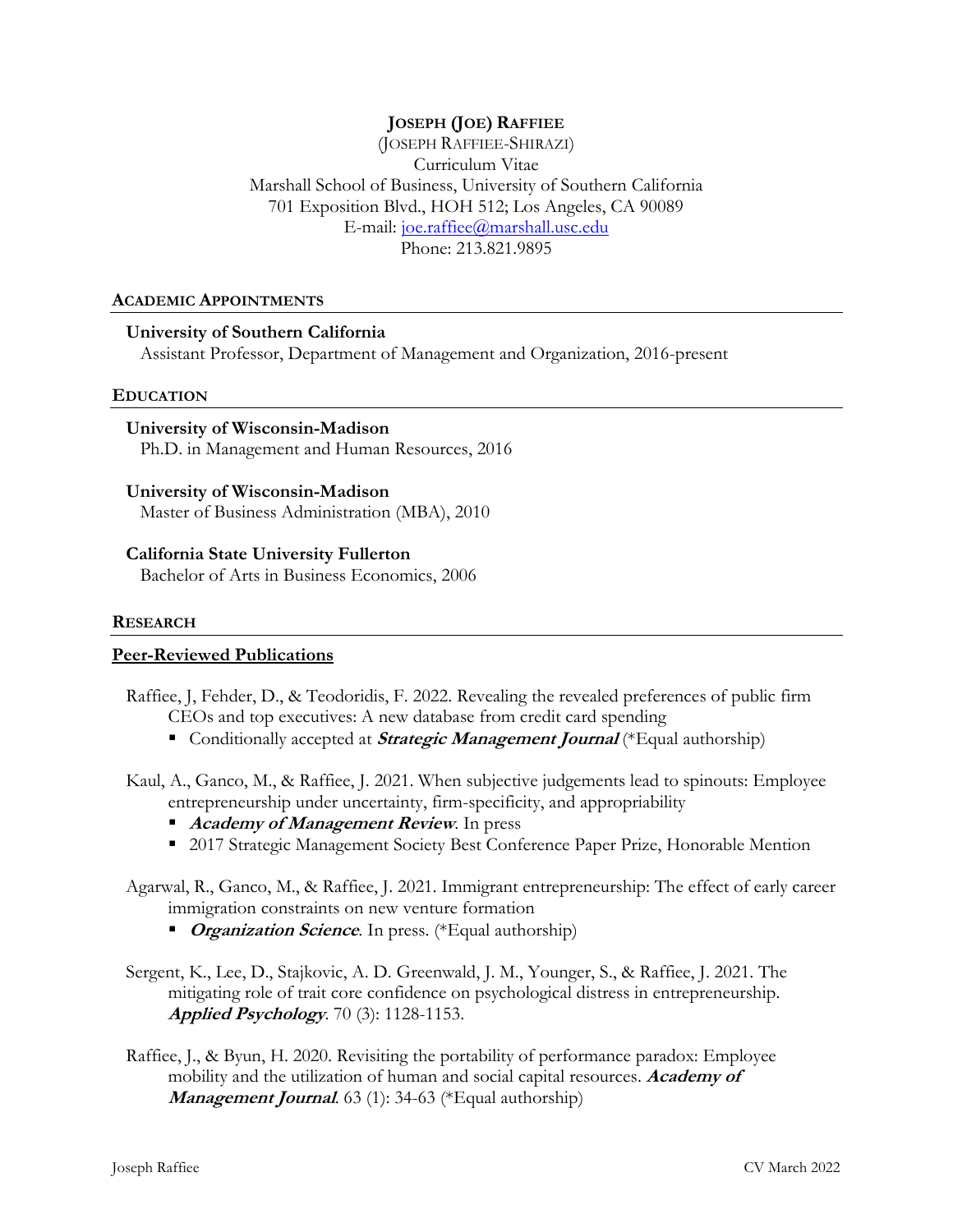**JOSEPH (JOE) RAFFIEE**

(JOSEPH RAFFIEE-SHIRAZI)

Curriculum Vitae

Marshall School of Business, University of Southern California

701 Exposition Blvd., HOH 512; Los Angeles, CA 90089

E-mail: joe.raffiee@marshall.usc.edu

Phone: 213.821.9895

## ACADEMIC APPOINTMENTS

**University of Southern California**
Assistant Professor, Department of Management and Organization, 2016-present

## EDUCATION

**University of Wisconsin-Madison**
Ph.D. in Management and Human Resources, 2016

**University of Wisconsin-Madison**
Master of Business Administration (MBA), 2010

**California State University Fullerton**
Bachelor of Arts in Business Economics, 2006

## RESEARCH

### Peer-Reviewed Publications

Raffiee, J, Fehder, D., & Teodoridis, F. 2022. Revealing the revealed preferences of public firm CEOs and top executives: A new database from credit card spending

- Conditionally accepted at ***Strategic Management Journal*** (*Equal authorship)

Kaul, A., Ganco, M., & Raffiee, J. 2021. When subjective judgements lead to spinouts: Employee entrepreneurship under uncertainty, firm-specificity, and appropriability

- ***Academy of Management Review***. In press
- 2017 Strategic Management Society Best Conference Paper Prize, Honorable Mention

Agarwal, R., Ganco, M., & Raffiee, J. 2021. Immigrant entrepreneurship: The effect of early career immigration constraints on new venture formation

- ***Organization Science***. In press. (*Equal authorship)

Sergent, K., Lee, D., Stajkovic, A. D. Greenwald, J. M., Younger, S., & Raffiee, J. 2021. The mitigating role of trait core confidence on psychological distress in entrepreneurship. ***Applied Psychology***. 70 (3): 1128-1153.

Raffiee, J., & Byun, H. 2020. Revisiting the portability of performance paradox: Employee mobility and the utilization of human and social capital resources. ***Academy of Management Journal***. 63 (1): 34-63 (*Equal authorship)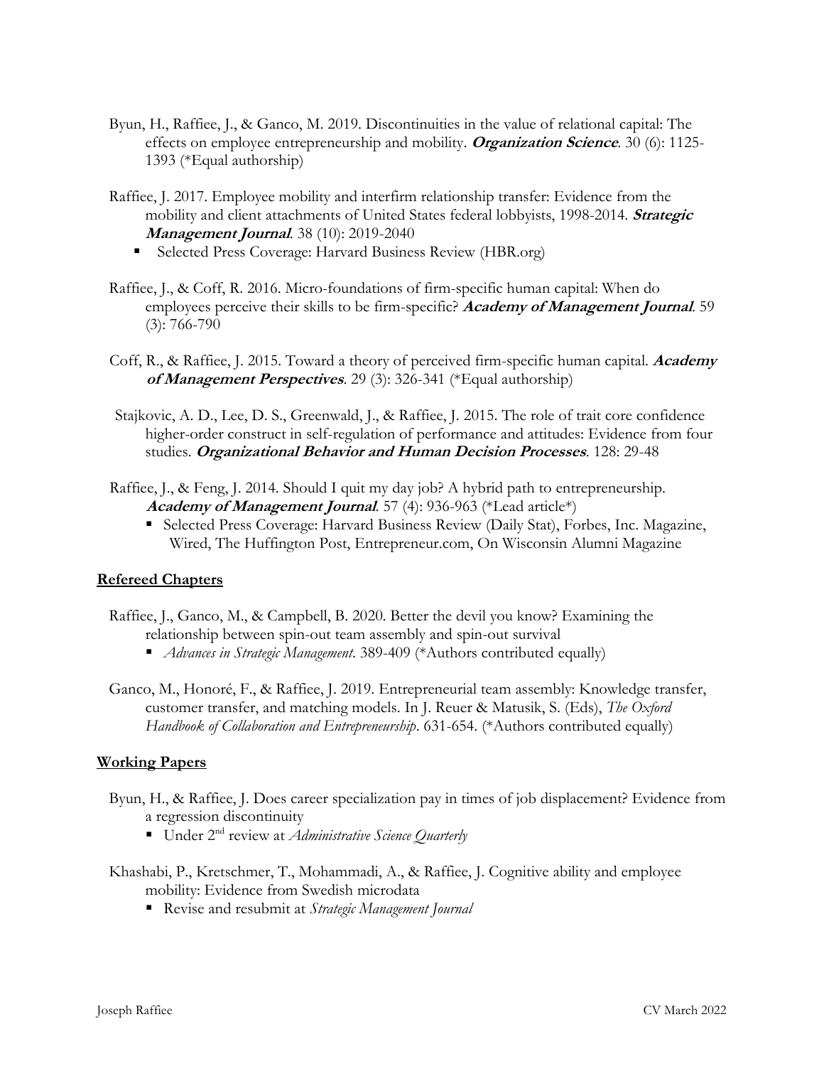Byun, H., Raffiee, J., & Ganco, M. 2019. Discontinuities in the value of relational capital: The effects on employee entrepreneurship and mobility. ***Organization Science***. 30 (6): 1125-1393 (*Equal authorship)

Raffiee, J. 2017. Employee mobility and interfirm relationship transfer: Evidence from the mobility and client attachments of United States federal lobbyists, 1998-2014. ***Strategic Management Journal***. 38 (10): 2019-2040

- Selected Press Coverage: Harvard Business Review (HBR.org)

Raffiee, J., & Coff, R. 2016. Micro-foundations of firm-specific human capital: When do employees perceive their skills to be firm-specific? ***Academy of Management Journal***. 59 (3): 766-790

Coff, R., & Raffiee, J. 2015. Toward a theory of perceived firm-specific human capital. ***Academy of Management Perspectives***. 29 (3): 326-341 (*Equal authorship)

Stajkovic, A. D., Lee, D. S., Greenwald, J., & Raffiee, J. 2015. The role of trait core confidence higher-order construct in self-regulation of performance and attitudes: Evidence from four studies. ***Organizational Behavior and Human Decision Processes***. 128: 29-48

Raffiee, J., & Feng, J. 2014. Should I quit my day job? A hybrid path to entrepreneurship. ***Academy of Management Journal***. 57 (4): 936-963 (*Lead article*)

- Selected Press Coverage: Harvard Business Review (Daily Stat), Forbes, Inc. Magazine, Wired, The Huffington Post, Entrepreneur.com, On Wisconsin Alumni Magazine

## Refereed Chapters

Raffiee, J., Ganco, M., & Campbell, B. 2020. Better the devil you know? Examining the relationship between spin-out team assembly and spin-out survival

- *Advances in Strategic Management*. 389-409 (*Authors contributed equally)

Ganco, M., Honoré, F., & Raffiee, J. 2019. Entrepreneurial team assembly: Knowledge transfer, customer transfer, and matching models. In J. Reuer & Matusik, S. (Eds), *The Oxford Handbook of Collaboration and Entrepreneurship*. 631-654. (*Authors contributed equally)

## Working Papers

Byun, H., & Raffiee, J. Does career specialization pay in times of job displacement? Evidence from a regression discontinuity

- Under 2nd review at *Administrative Science Quarterly*

Khashabi, P., Kretschmer, T., Mohammadi, A., & Raffiee, J. Cognitive ability and employee mobility: Evidence from Swedish microdata

- Revise and resubmit at *Strategic Management Journal*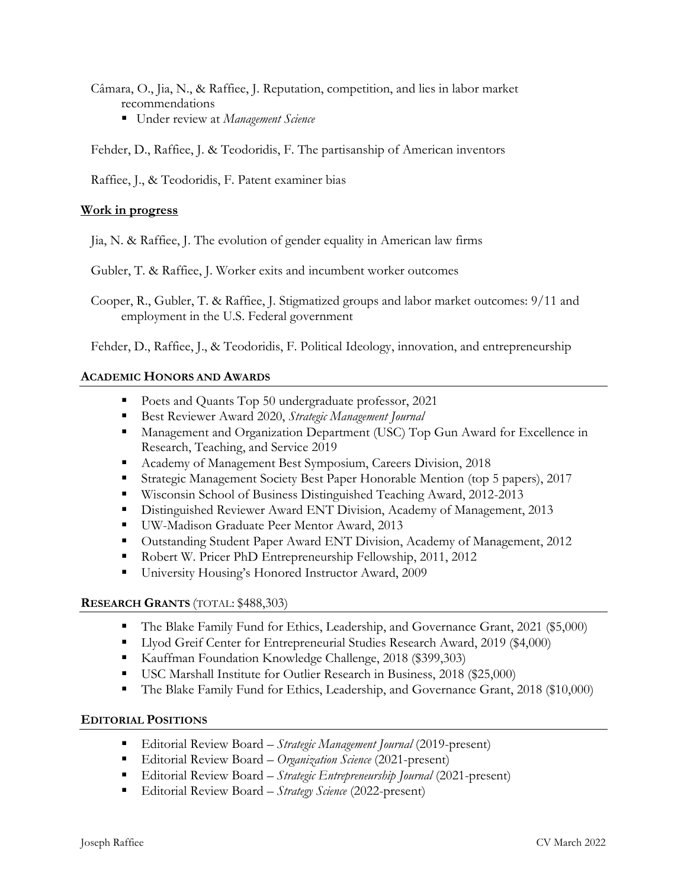Câmara, O., Jia, N., & Raffiee, J. Reputation, competition, and lies in labor market recommendations

- Under review at *Management Science*

Fehder, D., Raffiee, J. & Teodoridis, F. The partisanship of American inventors

Raffiee, J., & Teodoridis, F. Patent examiner bias

### Work in progress

Jia, N. & Raffiee, J. The evolution of gender equality in American law firms

Gubler, T. & Raffiee, J. Worker exits and incumbent worker outcomes

Cooper, R., Gubler, T. & Raffiee, J. Stigmatized groups and labor market outcomes: 9/11 and employment in the U.S. Federal government

Fehder, D., Raffiee, J., & Teodoridis, F. Political Ideology, innovation, and entrepreneurship

## ACADEMIC HONORS AND AWARDS

- Poets and Quants Top 50 undergraduate professor, 2021
- Best Reviewer Award 2020, *Strategic Management Journal*
- Management and Organization Department (USC) Top Gun Award for Excellence in Research, Teaching, and Service 2019
- Academy of Management Best Symposium, Careers Division, 2018
- Strategic Management Society Best Paper Honorable Mention (top 5 papers), 2017
- Wisconsin School of Business Distinguished Teaching Award, 2012-2013
- Distinguished Reviewer Award ENT Division, Academy of Management, 2013
- UW-Madison Graduate Peer Mentor Award, 2013
- Outstanding Student Paper Award ENT Division, Academy of Management, 2012
- Robert W. Pricer PhD Entrepreneurship Fellowship, 2011, 2012
- University Housing's Honored Instructor Award, 2009

## RESEARCH GRANTS (TOTAL: $488,303)

- The Blake Family Fund for Ethics, Leadership, and Governance Grant, 2021 ($5,000)
- Llyod Greif Center for Entrepreneurial Studies Research Award, 2019 ($4,000)
- Kauffman Foundation Knowledge Challenge, 2018 ($399,303)
- USC Marshall Institute for Outlier Research in Business, 2018 ($25,000)
- The Blake Family Fund for Ethics, Leadership, and Governance Grant, 2018 ($10,000)

## EDITORIAL POSITIONS

- Editorial Review Board – *Strategic Management Journal* (2019-present)
- Editorial Review Board – *Organization Science* (2021-present)
- Editorial Review Board – *Strategic Entrepreneurship Journal* (2021-present)
- Editorial Review Board – *Strategy Science* (2022-present)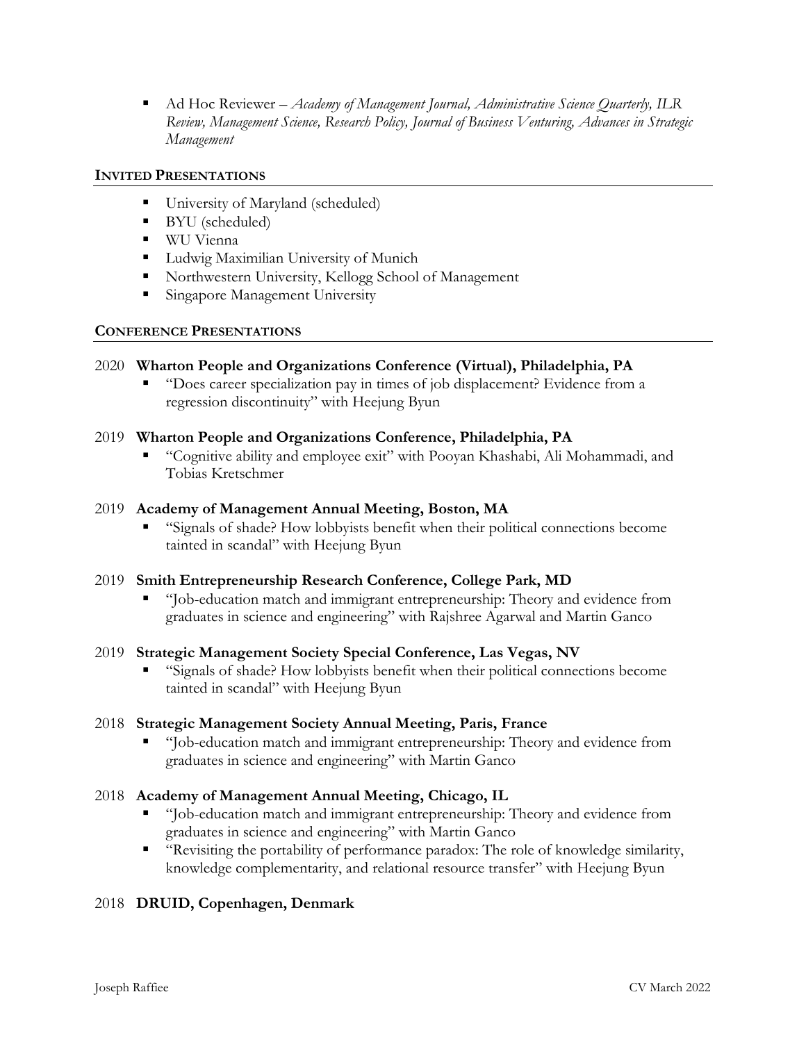- Ad Hoc Reviewer – *Academy of Management Journal, Administrative Science Quarterly, ILR Review, Management Science, Research Policy, Journal of Business Venturing, Advances in Strategic Management*

## INVITED PRESENTATIONS

- University of Maryland (scheduled)
- BYU (scheduled)
- WU Vienna
- Ludwig Maximilian University of Munich
- Northwestern University, Kellogg School of Management
- Singapore Management University

## CONFERENCE PRESENTATIONS

2020 **Wharton People and Organizations Conference (Virtual), Philadelphia, PA**

- "Does career specialization pay in times of job displacement? Evidence from a regression discontinuity" with Heejung Byun

2019 **Wharton People and Organizations Conference, Philadelphia, PA**

- "Cognitive ability and employee exit" with Pooyan Khashabi, Ali Mohammadi, and Tobias Kretschmer

2019 **Academy of Management Annual Meeting, Boston, MA**

- "Signals of shade? How lobbyists benefit when their political connections become tainted in scandal" with Heejung Byun

2019 **Smith Entrepreneurship Research Conference, College Park, MD**

- "Job-education match and immigrant entrepreneurship: Theory and evidence from graduates in science and engineering" with Rajshree Agarwal and Martin Ganco

2019 **Strategic Management Society Special Conference, Las Vegas, NV**

- "Signals of shade? How lobbyists benefit when their political connections become tainted in scandal" with Heejung Byun

2018 **Strategic Management Society Annual Meeting, Paris, France**

- "Job-education match and immigrant entrepreneurship: Theory and evidence from graduates in science and engineering" with Martin Ganco

2018 **Academy of Management Annual Meeting, Chicago, IL**

- "Job-education match and immigrant entrepreneurship: Theory and evidence from graduates in science and engineering" with Martin Ganco
- "Revisiting the portability of performance paradox: The role of knowledge similarity, knowledge complementarity, and relational resource transfer" with Heejung Byun

2018 **DRUID, Copenhagen, Denmark**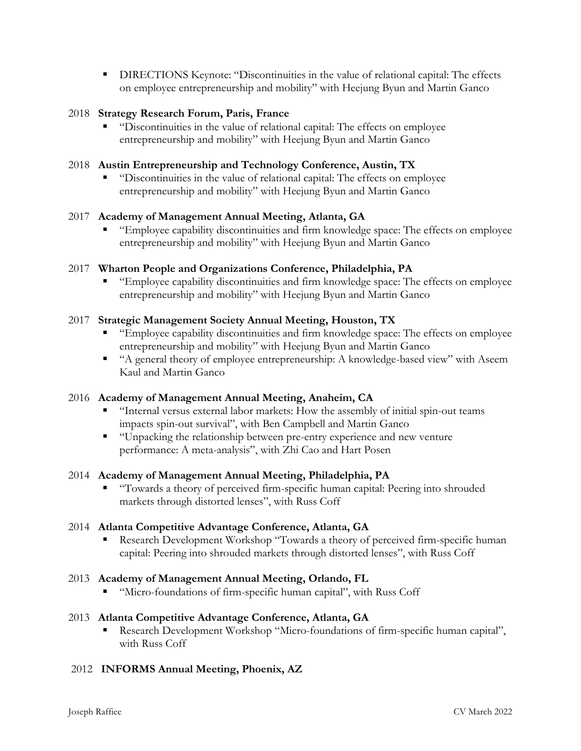- DIRECTIONS Keynote: "Discontinuities in the value of relational capital: The effects on employee entrepreneurship and mobility" with Heejung Byun and Martin Ganco

2018 **Strategy Research Forum, Paris, France**

- "Discontinuities in the value of relational capital: The effects on employee entrepreneurship and mobility" with Heejung Byun and Martin Ganco

2018 **Austin Entrepreneurship and Technology Conference, Austin, TX**

- "Discontinuities in the value of relational capital: The effects on employee entrepreneurship and mobility" with Heejung Byun and Martin Ganco

2017 **Academy of Management Annual Meeting, Atlanta, GA**

- "Employee capability discontinuities and firm knowledge space: The effects on employee entrepreneurship and mobility" with Heejung Byun and Martin Ganco

2017 **Wharton People and Organizations Conference, Philadelphia, PA**

- "Employee capability discontinuities and firm knowledge space: The effects on employee entrepreneurship and mobility" with Heejung Byun and Martin Ganco

2017 **Strategic Management Society Annual Meeting, Houston, TX**

- "Employee capability discontinuities and firm knowledge space: The effects on employee entrepreneurship and mobility" with Heejung Byun and Martin Ganco
- "A general theory of employee entrepreneurship: A knowledge-based view" with Aseem Kaul and Martin Ganco

2016 **Academy of Management Annual Meeting, Anaheim, CA**

- "Internal versus external labor markets: How the assembly of initial spin-out teams impacts spin-out survival", with Ben Campbell and Martin Ganco
- "Unpacking the relationship between pre-entry experience and new venture performance: A meta-analysis", with Zhi Cao and Hart Posen

2014 **Academy of Management Annual Meeting, Philadelphia, PA**

- "Towards a theory of perceived firm-specific human capital: Peering into shrouded markets through distorted lenses", with Russ Coff

2014 **Atlanta Competitive Advantage Conference, Atlanta, GA**

- Research Development Workshop "Towards a theory of perceived firm-specific human capital: Peering into shrouded markets through distorted lenses", with Russ Coff

2013 **Academy of Management Annual Meeting, Orlando, FL**

- "Micro-foundations of firm-specific human capital", with Russ Coff

2013 **Atlanta Competitive Advantage Conference, Atlanta, GA**

- Research Development Workshop "Micro-foundations of firm-specific human capital", with Russ Coff

2012 **INFORMS Annual Meeting, Phoenix, AZ**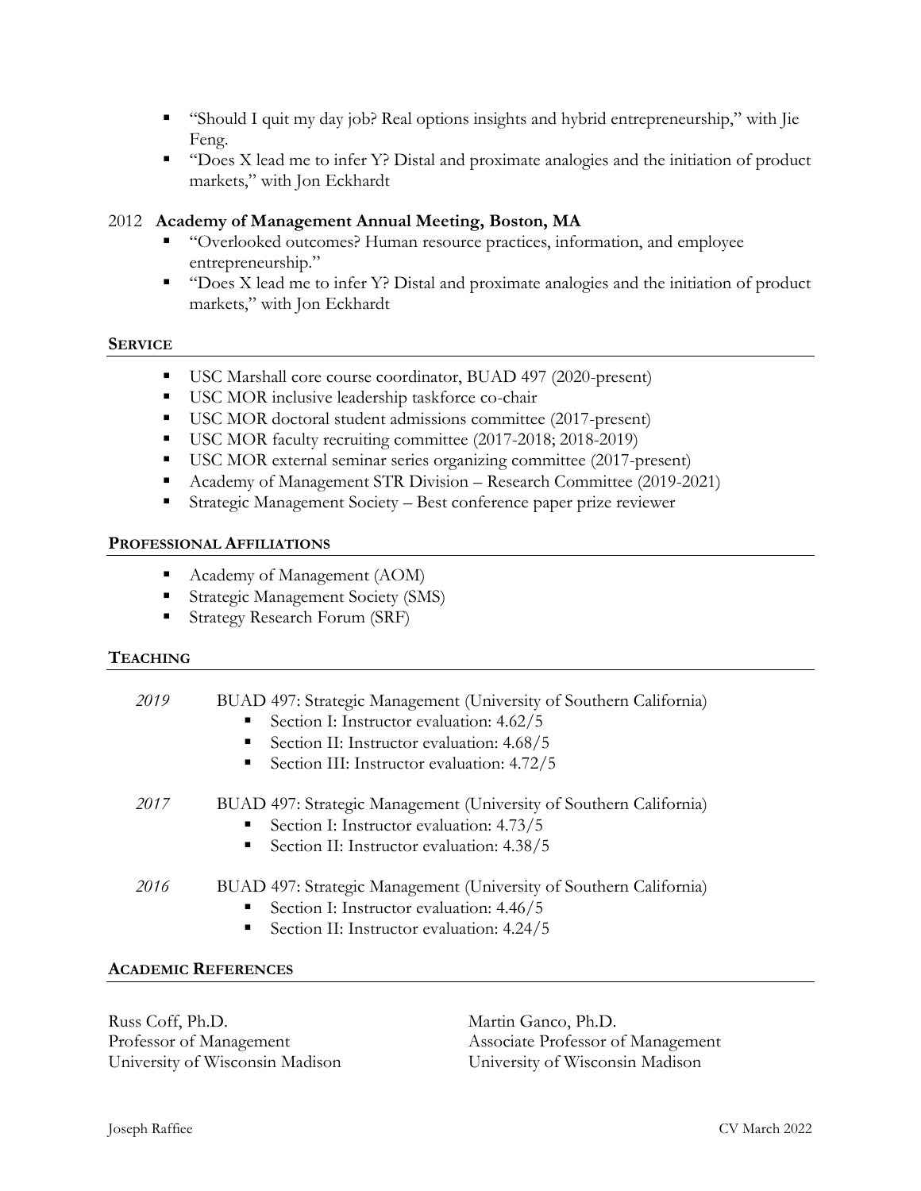- "Should I quit my day job? Real options insights and hybrid entrepreneurship," with Jie Feng.
- "Does X lead me to infer Y? Distal and proximate analogies and the initiation of product markets," with Jon Eckhardt

2012 **Academy of Management Annual Meeting, Boston, MA**

- "Overlooked outcomes? Human resource practices, information, and employee entrepreneurship."
- "Does X lead me to infer Y? Distal and proximate analogies and the initiation of product markets," with Jon Eckhardt

## SERVICE

- USC Marshall core course coordinator, BUAD 497 (2020-present)
- USC MOR inclusive leadership taskforce co-chair
- USC MOR doctoral student admissions committee (2017-present)
- USC MOR faculty recruiting committee (2017-2018; 2018-2019)
- USC MOR external seminar series organizing committee (2017-present)
- Academy of Management STR Division – Research Committee (2019-2021)
- Strategic Management Society – Best conference paper prize reviewer

## PROFESSIONAL AFFILIATIONS

- Academy of Management (AOM)
- Strategic Management Society (SMS)
- Strategy Research Forum (SRF)

## TEACHING

*2019* BUAD 497: Strategic Management (University of Southern California)

- Section I: Instructor evaluation: 4.62/5
- Section II: Instructor evaluation: 4.68/5
- Section III: Instructor evaluation: 4.72/5

*2017* BUAD 497: Strategic Management (University of Southern California)

- Section I: Instructor evaluation: 4.73/5
- Section II: Instructor evaluation: 4.38/5

*2016* BUAD 497: Strategic Management (University of Southern California)

- Section I: Instructor evaluation: 4.46/5
- Section II: Instructor evaluation: 4.24/5

## ACADEMIC REFERENCES

Russ Coff, Ph.D.
Professor of Management
University of Wisconsin Madison

Martin Ganco, Ph.D.
Associate Professor of Management
University of Wisconsin Madison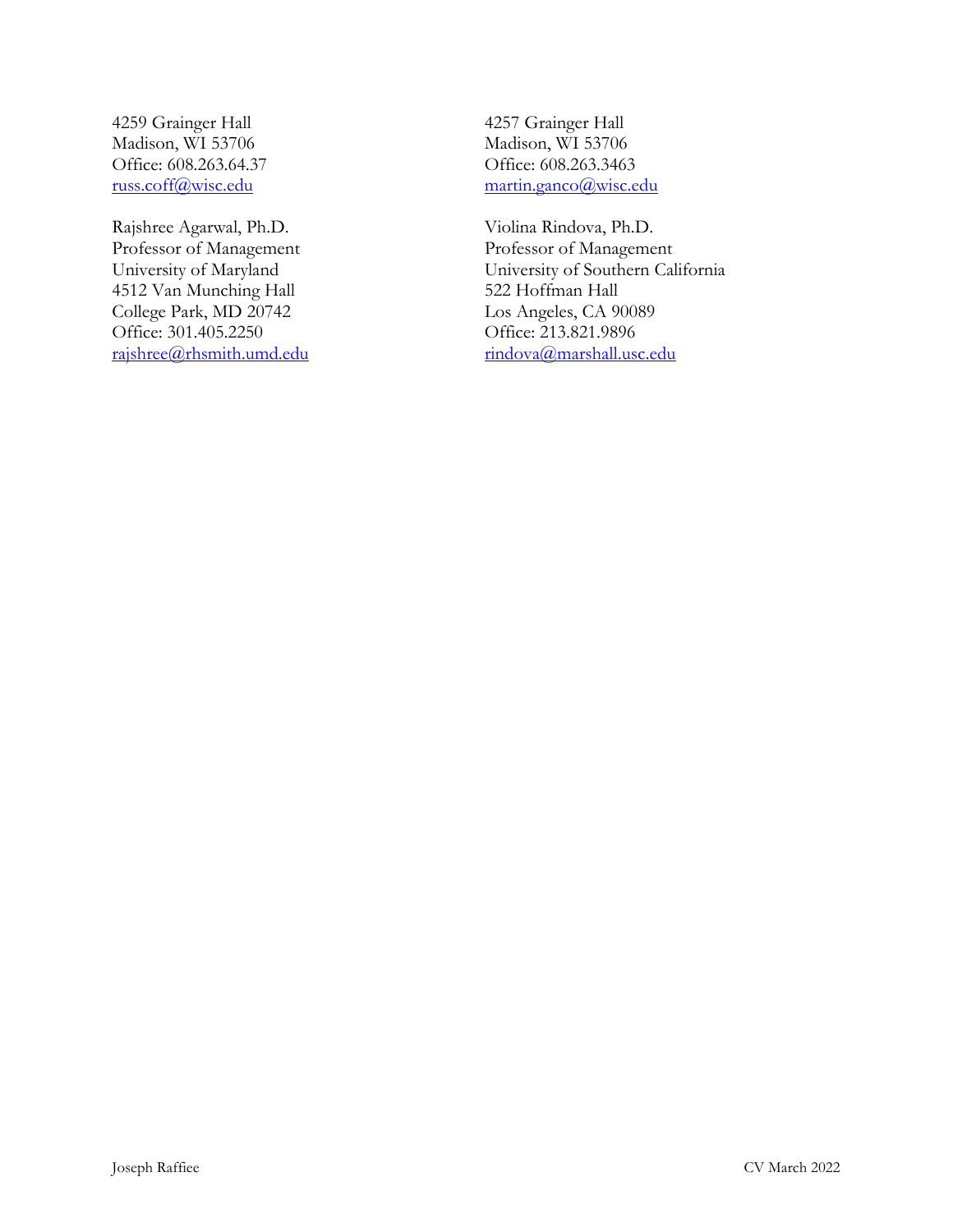4259 Grainger Hall
Madison, WI 53706
Office: 608.263.64.37
russ.coff@wisc.edu

4257 Grainger Hall
Madison, WI 53706
Office: 608.263.3463
martin.ganco@wisc.edu

Rajshree Agarwal, Ph.D.
Professor of Management
University of Maryland
4512 Van Munching Hall
College Park, MD 20742
Office: 301.405.2250
rajshree@rhsmith.umd.edu

Violina Rindova, Ph.D.
Professor of Management
University of Southern California
522 Hoffman Hall
Los Angeles, CA 90089
Office: 213.821.9896
rindova@marshall.usc.edu